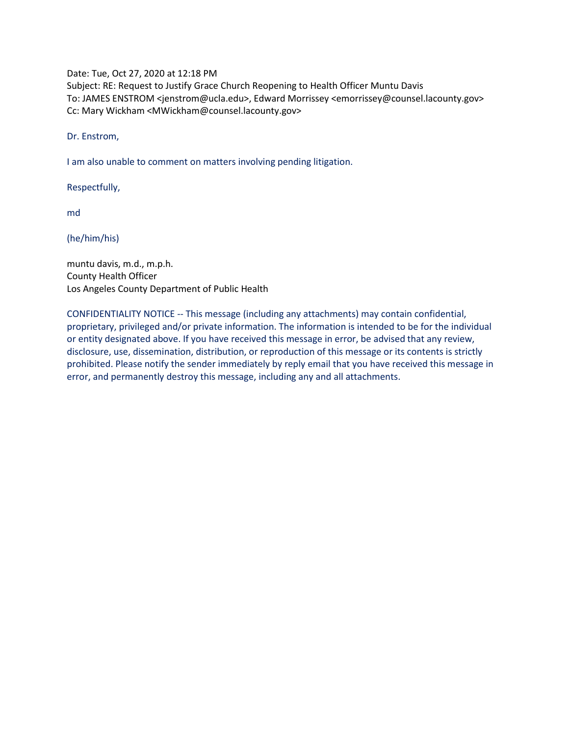Date: Tue, Oct 27, 2020 at 12:18 PM
Subject: RE: Request to Justify Grace Church Reopening to Health Officer Muntu Davis
To: JAMES ENSTROM <jenstrom@ucla.edu>, Edward Morrissey <emorrissey@counsel.lacounty.gov>
Cc: Mary Wickham <MWickham@counsel.lacounty.gov>

Dr. Enstrom,

I am also unable to comment on matters involving pending litigation.

Respectfully,

md

(he/him/his)

muntu davis, m.d., m.p.h.
County Health Officer
Los Angeles County Department of Public Health

CONFIDENTIALITY NOTICE -- This message (including any attachments) may contain confidential, proprietary, privileged and/or private information. The information is intended to be for the individual or entity designated above. If you have received this message in error, be advised that any review, disclosure, use, dissemination, distribution, or reproduction of this message or its contents is strictly prohibited. Please notify the sender immediately by reply email that you have received this message in error, and permanently destroy this message, including any and all attachments.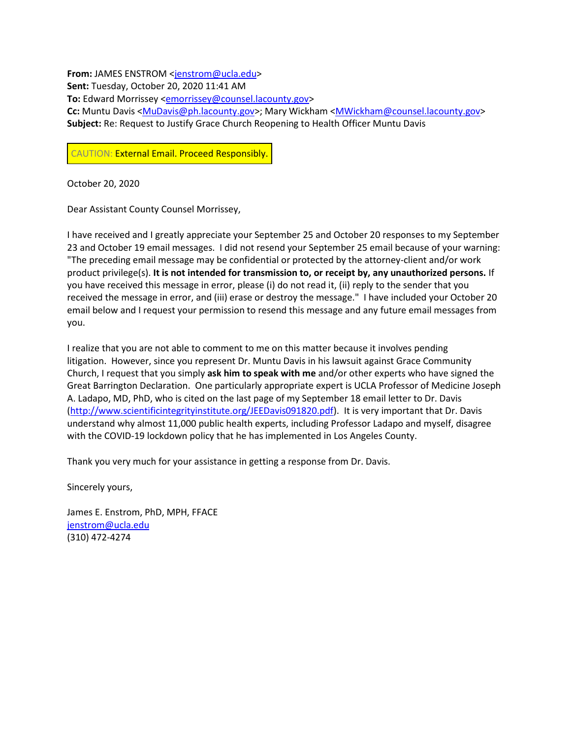**From:** JAMES ENSTROM <jenstrom@ucla.edu>
**Sent:** Tuesday, October 20, 2020 11:41 AM
**To:** Edward Morrissey <emorrissey@counsel.lacounty.gov>
**Cc:** Muntu Davis <MuDavis@ph.lacounty.gov>; Mary Wickham <MWickham@counsel.lacounty.gov>
**Subject:** Re: Request to Justify Grace Church Reopening to Health Officer Muntu Davis

CAUTION: External Email. Proceed Responsibly.

October 20, 2020

Dear Assistant County Counsel Morrissey,

I have received and I greatly appreciate your September 25 and October 20 responses to my September 23 and October 19 email messages. I did not resend your September 25 email because of your warning: "The preceding email message may be confidential or protected by the attorney-client and/or work product privilege(s). **It is not intended for transmission to, or receipt by, any unauthorized persons.** If you have received this message in error, please (i) do not read it, (ii) reply to the sender that you received the message in error, and (iii) erase or destroy the message." I have included your October 20 email below and I request your permission to resend this message and any future email messages from you.

I realize that you are not able to comment to me on this matter because it involves pending litigation. However, since you represent Dr. Muntu Davis in his lawsuit against Grace Community Church, I request that you simply **ask him to speak with me** and/or other experts who have signed the Great Barrington Declaration. One particularly appropriate expert is UCLA Professor of Medicine Joseph A. Ladapo, MD, PhD, who is cited on the last page of my September 18 email letter to Dr. Davis (http://www.scientificintegrityinstitute.org/JEEDavis091820.pdf). It is very important that Dr. Davis understand why almost 11,000 public health experts, including Professor Ladapo and myself, disagree with the COVID-19 lockdown policy that he has implemented in Los Angeles County.

Thank you very much for your assistance in getting a response from Dr. Davis.

Sincerely yours,

James E. Enstrom, PhD, MPH, FFACE
jenstrom@ucla.edu
(310) 472-4274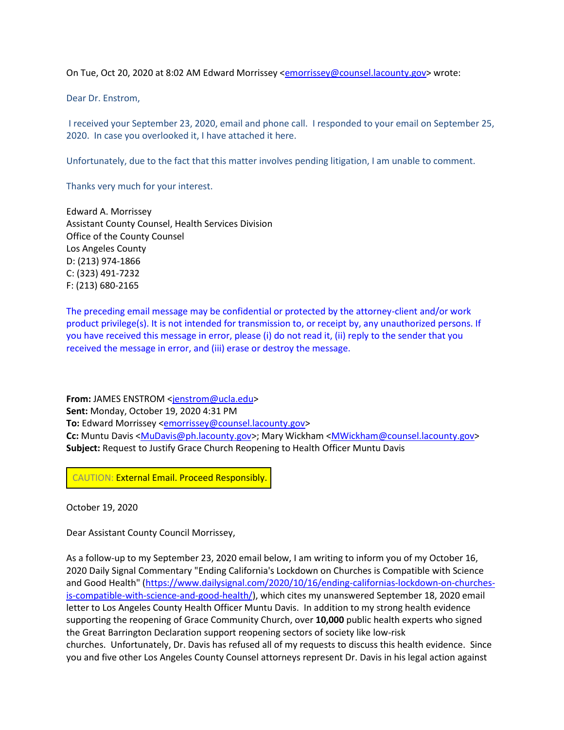On Tue, Oct 20, 2020 at 8:02 AM Edward Morrissey <emorrissey@counsel.lacounty.gov> wrote:

Dear Dr. Enstrom,

I received your September 23, 2020, email and phone call. I responded to your email on September 25, 2020. In case you overlooked it, I have attached it here.

Unfortunately, due to the fact that this matter involves pending litigation, I am unable to comment.

Thanks very much for your interest.

Edward A. Morrissey
Assistant County Counsel, Health Services Division
Office of the County Counsel
Los Angeles County
D: (213) 974-1866
C: (323) 491-7232
F: (213) 680-2165

The preceding email message may be confidential or protected by the attorney-client and/or work product privilege(s). It is not intended for transmission to, or receipt by, any unauthorized persons. If you have received this message in error, please (i) do not read it, (ii) reply to the sender that you received the message in error, and (iii) erase or destroy the message.

**From:** JAMES ENSTROM <jenstrom@ucla.edu>
**Sent:** Monday, October 19, 2020 4:31 PM
**To:** Edward Morrissey <emorrissey@counsel.lacounty.gov>
**Cc:** Muntu Davis <MuDavis@ph.lacounty.gov>; Mary Wickham <MWickham@counsel.lacounty.gov>
**Subject:** Request to Justify Grace Church Reopening to Health Officer Muntu Davis

CAUTION: External Email. Proceed Responsibly.

October 19, 2020

Dear Assistant County Council Morrissey,

As a follow-up to my September 23, 2020 email below, I am writing to inform you of my October 16, 2020 Daily Signal Commentary "Ending California's Lockdown on Churches is Compatible with Science and Good Health" (https://www.dailysignal.com/2020/10/16/ending-californias-lockdown-on-churches-is-compatible-with-science-and-good-health/), which cites my unanswered September 18, 2020 email letter to Los Angeles County Health Officer Muntu Davis. In addition to my strong health evidence supporting the reopening of Grace Community Church, over **10,000** public health experts who signed the Great Barrington Declaration support reopening sectors of society like low-risk churches. Unfortunately, Dr. Davis has refused all of my requests to discuss this health evidence. Since you and five other Los Angeles County Counsel attorneys represent Dr. Davis in his legal action against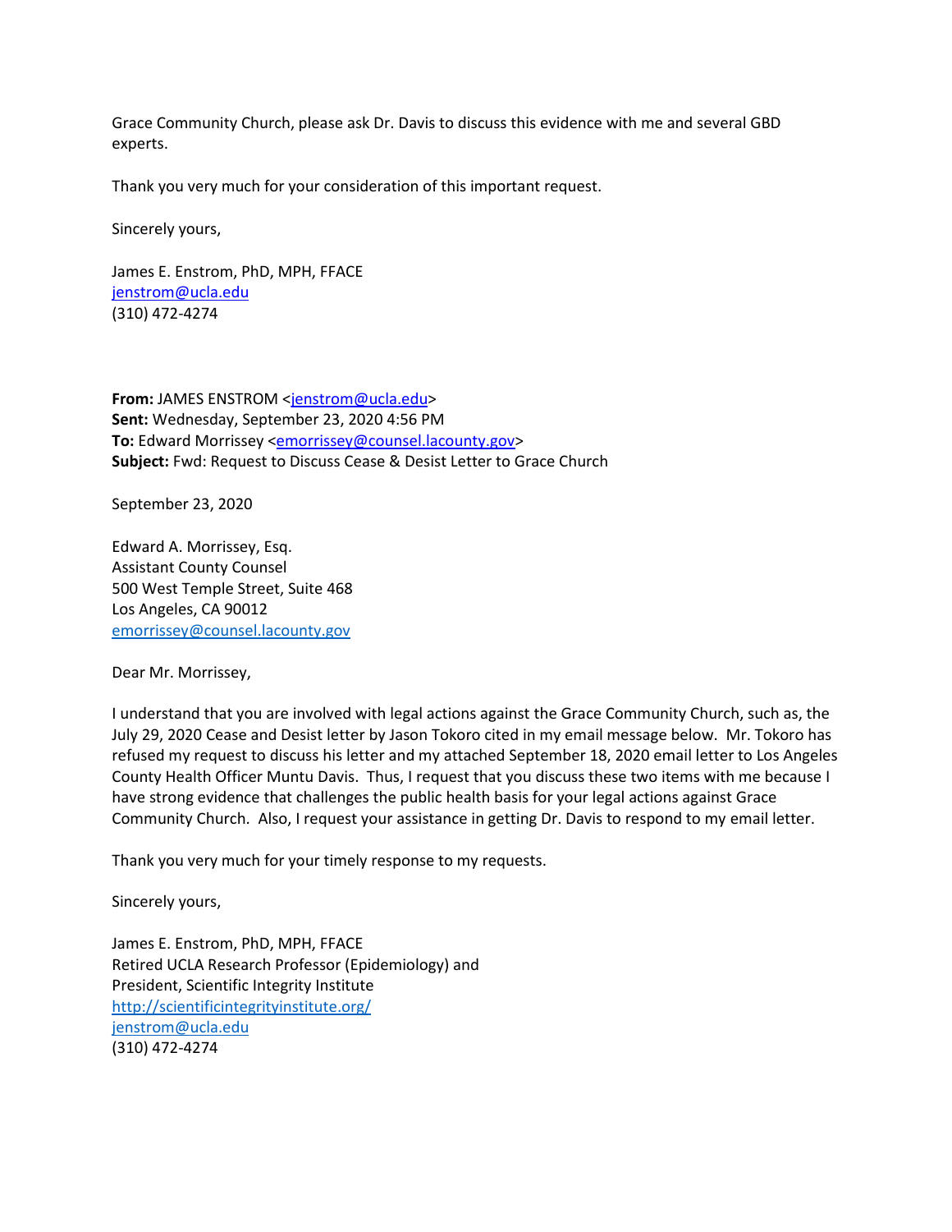Grace Community Church, please ask Dr. Davis to discuss this evidence with me and several GBD experts.

Thank you very much for your consideration of this important request.

Sincerely yours,

James E. Enstrom, PhD, MPH, FFACE
jenstrom@ucla.edu
(310) 472-4274

**From:** JAMES ENSTROM <jenstrom@ucla.edu>
**Sent:** Wednesday, September 23, 2020 4:56 PM
**To:** Edward Morrissey <emorrissey@counsel.lacounty.gov>
**Subject:** Fwd: Request to Discuss Cease & Desist Letter to Grace Church

September 23, 2020

Edward A. Morrissey, Esq.
Assistant County Counsel
500 West Temple Street, Suite 468
Los Angeles, CA 90012
emorrissey@counsel.lacounty.gov

Dear Mr. Morrissey,

I understand that you are involved with legal actions against the Grace Community Church, such as, the July 29, 2020 Cease and Desist letter by Jason Tokoro cited in my email message below. Mr. Tokoro has refused my request to discuss his letter and my attached September 18, 2020 email letter to Los Angeles County Health Officer Muntu Davis. Thus, I request that you discuss these two items with me because I have strong evidence that challenges the public health basis for your legal actions against Grace Community Church. Also, I request your assistance in getting Dr. Davis to respond to my email letter.

Thank you very much for your timely response to my requests.

Sincerely yours,

James E. Enstrom, PhD, MPH, FFACE
Retired UCLA Research Professor (Epidemiology) and
President, Scientific Integrity Institute
http://scientificintegrityinstitute.org/
jenstrom@ucla.edu
(310) 472-4274